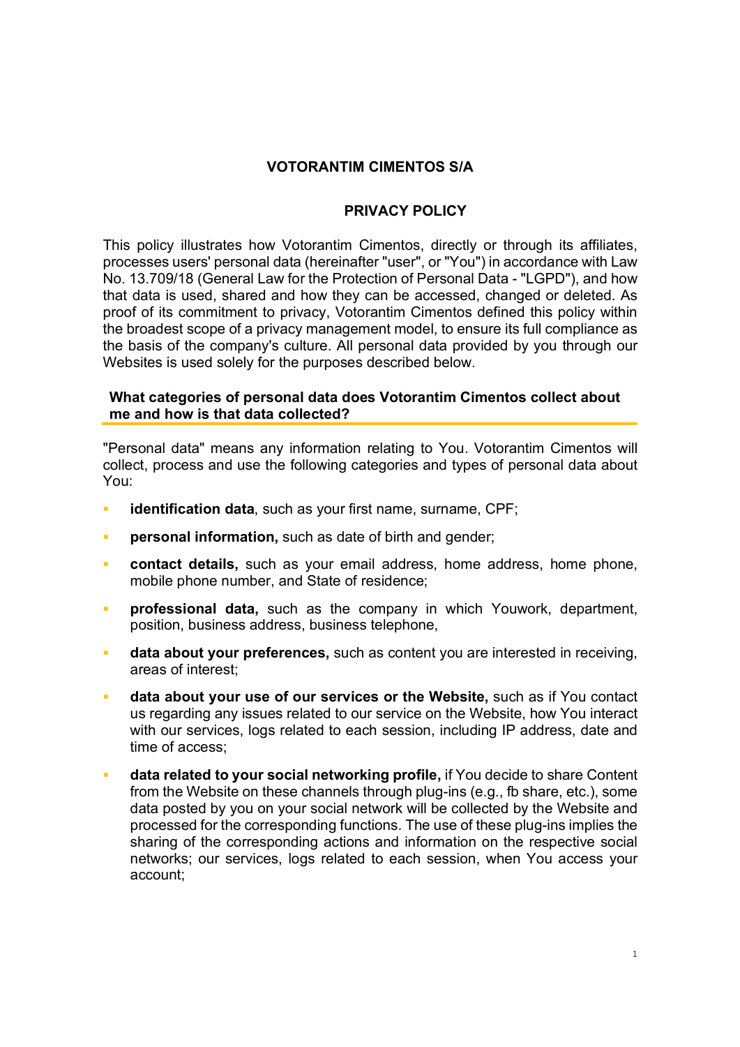# VOTORANTIM CIMENTOS S/A

## PRIVACY POLICY

This policy illustrates how Votorantim Cimentos, directly or through its affiliates, processes users' personal data (hereinafter "user", or "You") in accordance with Law No. 13.709/18 (General Law for the Protection of Personal Data - "LGPD"), and how that data is used, shared and how they can be accessed, changed or deleted. As proof of its commitment to privacy, Votorantim Cimentos defined this policy within the broadest scope of a privacy management model, to ensure its full compliance as the basis of the company's culture. All personal data provided by you through our Websites is used solely for the purposes described below.

### What categories of personal data does Votorantim Cimentos collect about me and how is that data collected?

"Personal data" means any information relating to You. Votorantim Cimentos will collect, process and use the following categories and types of personal data about You:

- **identification data**, such as your first name, surname, CPF;
- **personal information,** such as date of birth and gender;
- **contact details,** such as your email address, home address, home phone, mobile phone number, and State of residence;
- **professional data,** such as the company in which Youwork, department, position, business address, business telephone,
- **data about your preferences,** such as content you are interested in receiving, areas of interest;
- **data about your use of our services or the Website,** such as if You contact us regarding any issues related to our service on the Website, how You interact with our services, logs related to each session, including IP address, date and time of access;
- **data related to your social networking profile,** if You decide to share Content from the Website on these channels through plug-ins (e.g., fb share, etc.), some data posted by you on your social network will be collected by the Website and processed for the corresponding functions. The use of these plug-ins implies the sharing of the corresponding actions and information on the respective social networks; our services, logs related to each session, when You access your account;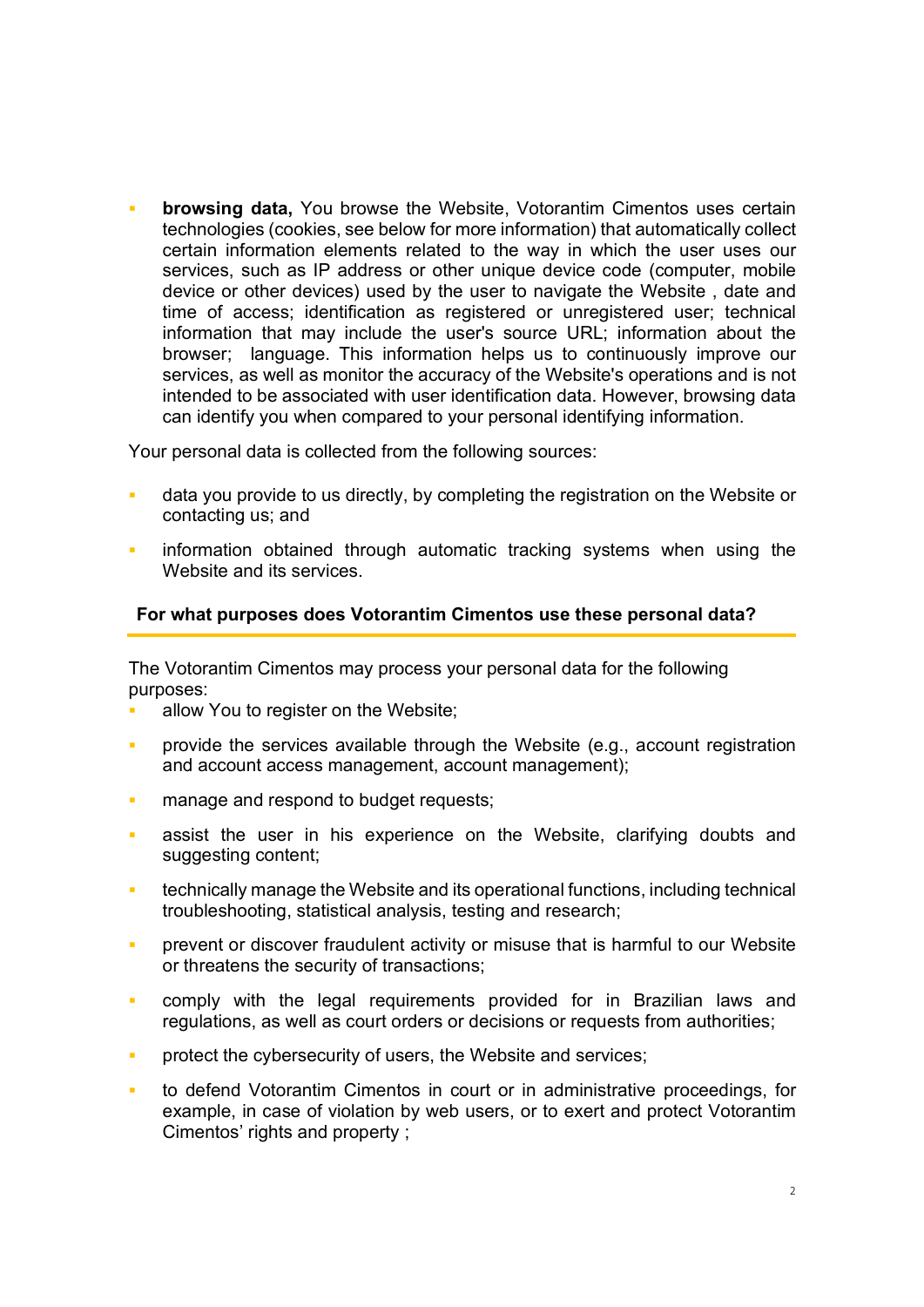- **browsing data,** You browse the Website, Votorantim Cimentos uses certain technologies (cookies, see below for more information) that automatically collect certain information elements related to the way in which the user uses our services, such as IP address or other unique device code (computer, mobile device or other devices) used by the user to navigate the Website , date and time of access; identification as registered or unregistered user; technical information that may include the user's source URL; information about the browser; language. This information helps us to continuously improve our services, as well as monitor the accuracy of the Website's operations and is not intended to be associated with user identification data. However, browsing data can identify you when compared to your personal identifying information.

Your personal data is collected from the following sources:

- data you provide to us directly, by completing the registration on the Website or contacting us; and
- information obtained through automatic tracking systems when using the Website and its services.

## For what purposes does Votorantim Cimentos use these personal data?

The Votorantim Cimentos may process your personal data for the following purposes:

- allow You to register on the Website;
- provide the services available through the Website (e.g., account registration and account access management, account management);
- manage and respond to budget requests;
- assist the user in his experience on the Website, clarifying doubts and suggesting content;
- technically manage the Website and its operational functions, including technical troubleshooting, statistical analysis, testing and research;
- prevent or discover fraudulent activity or misuse that is harmful to our Website or threatens the security of transactions;
- comply with the legal requirements provided for in Brazilian laws and regulations, as well as court orders or decisions or requests from authorities;
- protect the cybersecurity of users, the Website and services;
- to defend Votorantim Cimentos in court or in administrative proceedings, for example, in case of violation by web users, or to exert and protect Votorantim Cimentos' rights and property ;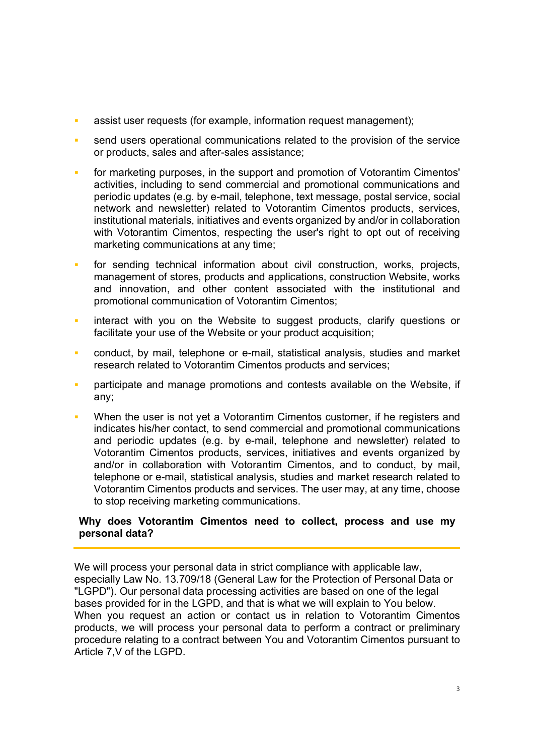- assist user requests (for example, information request management);
- send users operational communications related to the provision of the service or products, sales and after-sales assistance;
- for marketing purposes, in the support and promotion of Votorantim Cimentos' activities, including to send commercial and promotional communications and periodic updates (e.g. by e-mail, telephone, text message, postal service, social network and newsletter) related to Votorantim Cimentos products, services, institutional materials, initiatives and events organized by and/or in collaboration with Votorantim Cimentos, respecting the user's right to opt out of receiving marketing communications at any time;
- for sending technical information about civil construction, works, projects, management of stores, products and applications, construction Website, works and innovation, and other content associated with the institutional and promotional communication of Votorantim Cimentos;
- interact with you on the Website to suggest products, clarify questions or facilitate your use of the Website or your product acquisition;
- conduct, by mail, telephone or e-mail, statistical analysis, studies and market research related to Votorantim Cimentos products and services;
- participate and manage promotions and contests available on the Website, if any;
- When the user is not yet a Votorantim Cimentos customer, if he registers and indicates his/her contact, to send commercial and promotional communications and periodic updates (e.g. by e-mail, telephone and newsletter) related to Votorantim Cimentos products, services, initiatives and events organized by and/or in collaboration with Votorantim Cimentos, and to conduct, by mail, telephone or e-mail, statistical analysis, studies and market research related to Votorantim Cimentos products and services. The user may, at any time, choose to stop receiving marketing communications.

## Why does Votorantim Cimentos need to collect, process and use my personal data?

We will process your personal data in strict compliance with applicable law, especially Law No. 13.709/18 (General Law for the Protection of Personal Data or "LGPD"). Our personal data processing activities are based on one of the legal bases provided for in the LGPD, and that is what we will explain to You below.
When you request an action or contact us in relation to Votorantim Cimentos products, we will process your personal data to perform a contract or preliminary procedure relating to a contract between You and Votorantim Cimentos pursuant to Article 7,V of the LGPD.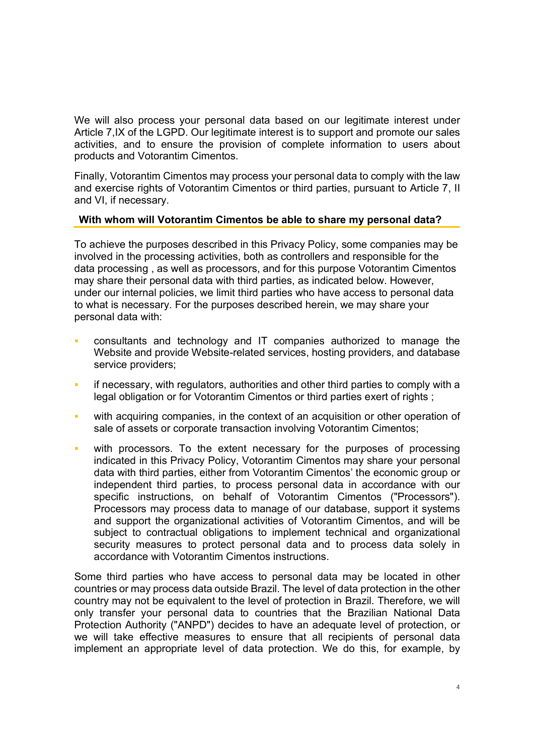We will also process your personal data based on our legitimate interest under Article 7,IX of the LGPD. Our legitimate interest is to support and promote our sales activities, and to ensure the provision of complete information to users about products and Votorantim Cimentos.

Finally, Votorantim Cimentos may process your personal data to comply with the law and exercise rights of Votorantim Cimentos or third parties, pursuant to Article 7, II and VI, if necessary.

## With whom will Votorantim Cimentos be able to share my personal data?

To achieve the purposes described in this Privacy Policy, some companies may be involved in the processing activities, both as controllers and responsible for the data processing , as well as processors, and for this purpose Votorantim Cimentos may share their personal data with third parties, as indicated below. However, under our internal policies, we limit third parties who have access to personal data to what is necessary. For the purposes described herein, we may share your personal data with:

- consultants and technology and IT companies authorized to manage the Website and provide Website-related services, hosting providers, and database service providers;
- if necessary, with regulators, authorities and other third parties to comply with a legal obligation or for Votorantim Cimentos or third parties exert of rights ;
- with acquiring companies, in the context of an acquisition or other operation of sale of assets or corporate transaction involving Votorantim Cimentos;
- with processors. To the extent necessary for the purposes of processing indicated in this Privacy Policy, Votorantim Cimentos may share your personal data with third parties, either from Votorantim Cimentos' the economic group or independent third parties, to process personal data in accordance with our specific instructions, on behalf of Votorantim Cimentos ("Processors"). Processors may process data to manage of our database, support it systems and support the organizational activities of Votorantim Cimentos, and will be subject to contractual obligations to implement technical and organizational security measures to protect personal data and to process data solely in accordance with Votorantim Cimentos instructions.

Some third parties who have access to personal data may be located in other countries or may process data outside Brazil. The level of data protection in the other country may not be equivalent to the level of protection in Brazil. Therefore, we will only transfer your personal data to countries that the Brazilian National Data Protection Authority ("ANPD") decides to have an adequate level of protection, or we will take effective measures to ensure that all recipients of personal data implement an appropriate level of data protection. We do this, for example, by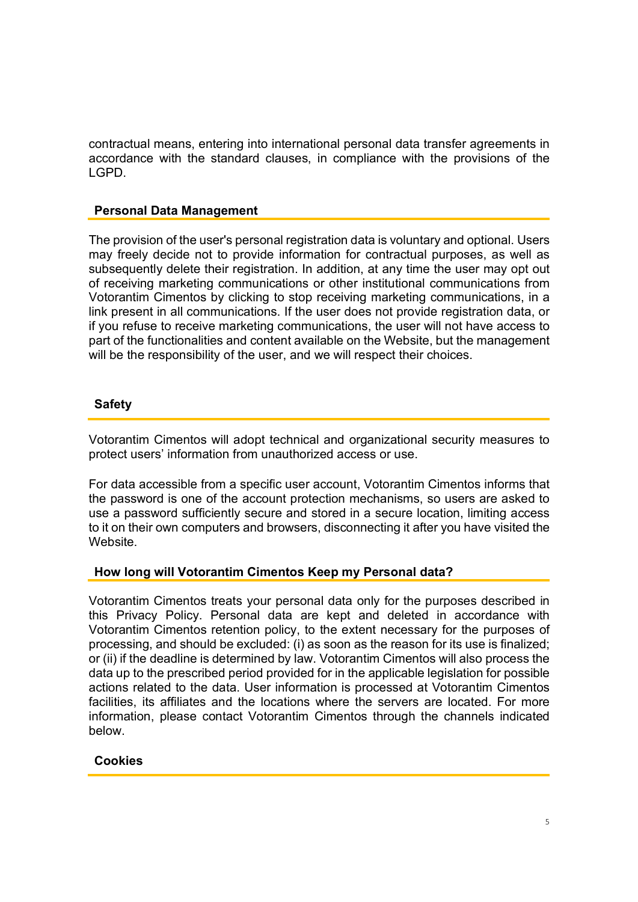contractual means, entering into international personal data transfer agreements in accordance with the standard clauses, in compliance with the provisions of the LGPD.

## Personal Data Management

The provision of the user's personal registration data is voluntary and optional. Users may freely decide not to provide information for contractual purposes, as well as subsequently delete their registration. In addition, at any time the user may opt out of receiving marketing communications or other institutional communications from Votorantim Cimentos by clicking to stop receiving marketing communications, in a link present in all communications. If the user does not provide registration data, or if you refuse to receive marketing communications, the user will not have access to part of the functionalities and content available on the Website, but the management will be the responsibility of the user, and we will respect their choices.

## Safety

Votorantim Cimentos will adopt technical and organizational security measures to protect users' information from unauthorized access or use.

For data accessible from a specific user account, Votorantim Cimentos informs that the password is one of the account protection mechanisms, so users are asked to use a password sufficiently secure and stored in a secure location, limiting access to it on their own computers and browsers, disconnecting it after you have visited the Website.

## How long will Votorantim Cimentos Keep my Personal data?

Votorantim Cimentos treats your personal data only for the purposes described in this Privacy Policy. Personal data are kept and deleted in accordance with Votorantim Cimentos retention policy, to the extent necessary for the purposes of processing, and should be excluded: (i) as soon as the reason for its use is finalized; or (ii) if the deadline is determined by law. Votorantim Cimentos will also process the data up to the prescribed period provided for in the applicable legislation for possible actions related to the data. User information is processed at Votorantim Cimentos facilities, its affiliates and the locations where the servers are located. For more information, please contact Votorantim Cimentos through the channels indicated below.

## Cookies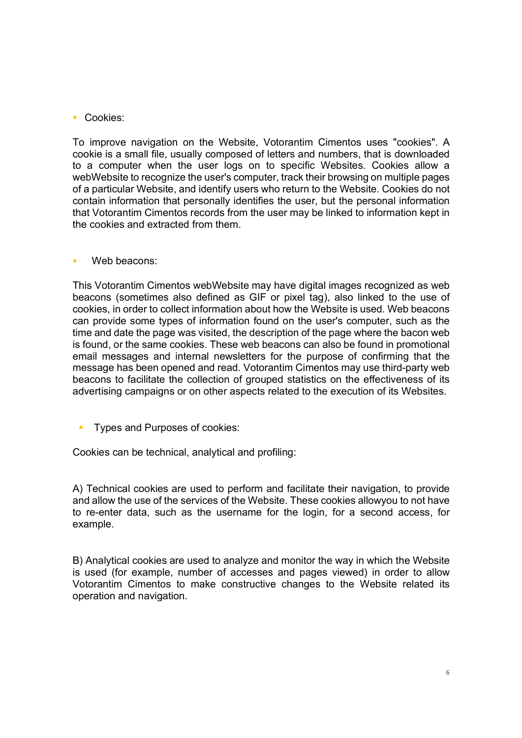- Cookies:

To improve navigation on the Website, Votorantim Cimentos uses "cookies". A cookie is a small file, usually composed of letters and numbers, that is downloaded to a computer when the user logs on to specific Websites. Cookies allow a webWebsite to recognize the user's computer, track their browsing on multiple pages of a particular Website, and identify users who return to the Website. Cookies do not contain information that personally identifies the user, but the personal information that Votorantim Cimentos records from the user may be linked to information kept in the cookies and extracted from them.

- Web beacons:

This Votorantim Cimentos webWebsite may have digital images recognized as web beacons (sometimes also defined as GIF or pixel tag), also linked to the use of cookies, in order to collect information about how the Website is used. Web beacons can provide some types of information found on the user's computer, such as the time and date the page was visited, the description of the page where the bacon web is found, or the same cookies. These web beacons can also be found in promotional email messages and internal newsletters for the purpose of confirming that the message has been opened and read. Votorantim Cimentos may use third-party web beacons to facilitate the collection of grouped statistics on the effectiveness of its advertising campaigns or on other aspects related to the execution of its Websites.

- Types and Purposes of cookies:

Cookies can be technical, analytical and profiling:

A) Technical cookies are used to perform and facilitate their navigation, to provide and allow the use of the services of the Website. These cookies allowyou to not have to re-enter data, such as the username for the login, for a second access, for example.

B) Analytical cookies are used to analyze and monitor the way in which the Website is used (for example, number of accesses and pages viewed) in order to allow Votorantim Cimentos to make constructive changes to the Website related its operation and navigation.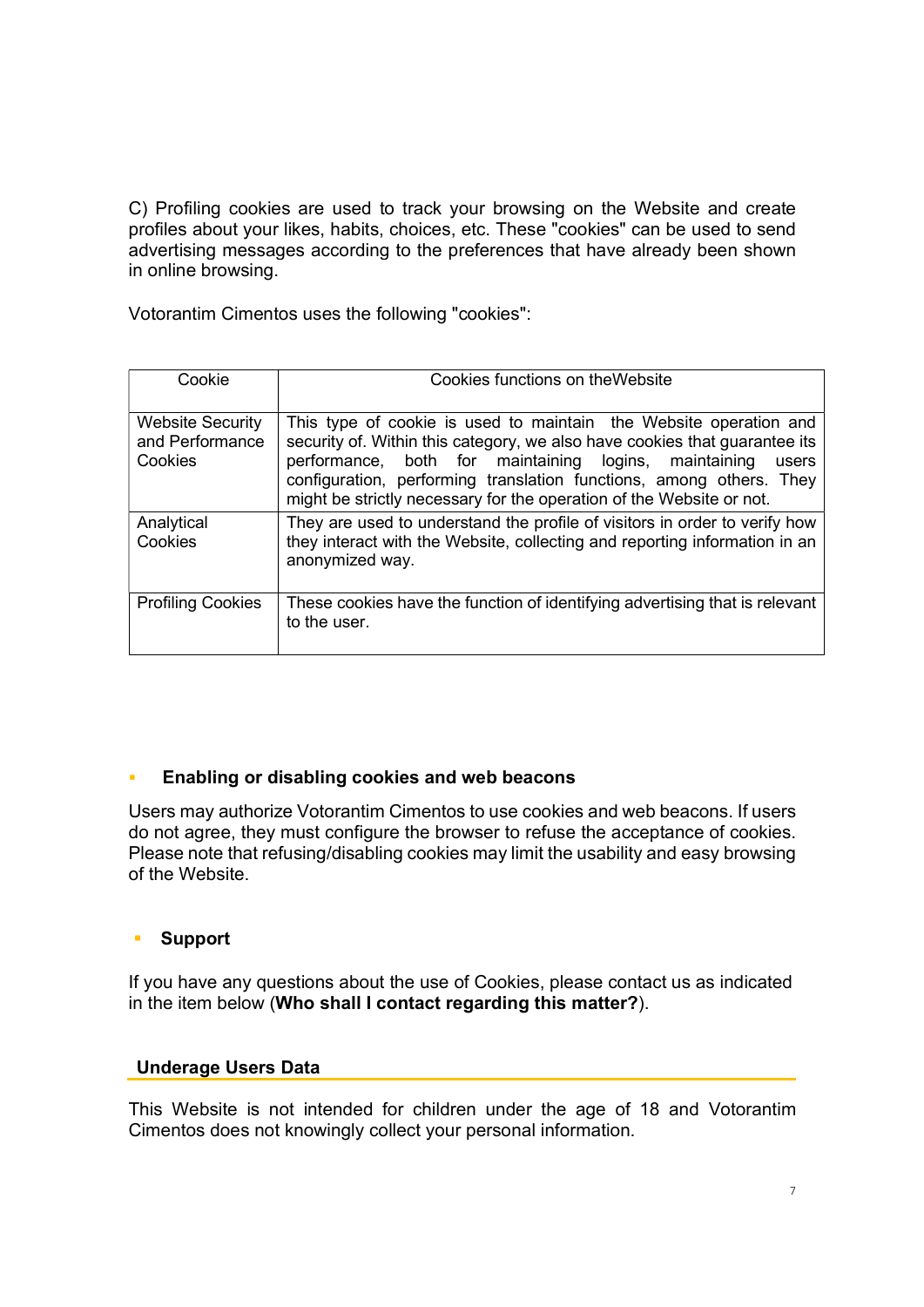C) Profiling cookies are used to track your browsing on the Website and create profiles about your likes, habits, choices, etc. These "cookies" can be used to send advertising messages according to the preferences that have already been shown in online browsing.

Votorantim Cimentos uses the following "cookies":

| Cookie | Cookies functions on theWebsite |
| --- | --- |
| Website Security and Performance Cookies | This type of cookie is used to maintain the Website operation and security of. Within this category, we also have cookies that guarantee its performance, both for maintaining logins, maintaining users configuration, performing translation functions, among others. They might be strictly necessary for the operation of the Website or not. |
| Analytical Cookies | They are used to understand the profile of visitors in order to verify how they interact with the Website, collecting and reporting information in an anonymized way. |
| Profiling Cookies | These cookies have the function of identifying advertising that is relevant to the user. |

- **Enabling or disabling cookies and web beacons**

Users may authorize Votorantim Cimentos to use cookies and web beacons. If users do not agree, they must configure the browser to refuse the acceptance of cookies. Please note that refusing/disabling cookies may limit the usability and easy browsing of the Website.

- **Support**

If you have any questions about the use of Cookies, please contact us as indicated in the item below (**Who shall I contact regarding this matter?**).

## Underage Users Data

This Website is not intended for children under the age of 18 and Votorantim Cimentos does not knowingly collect your personal information.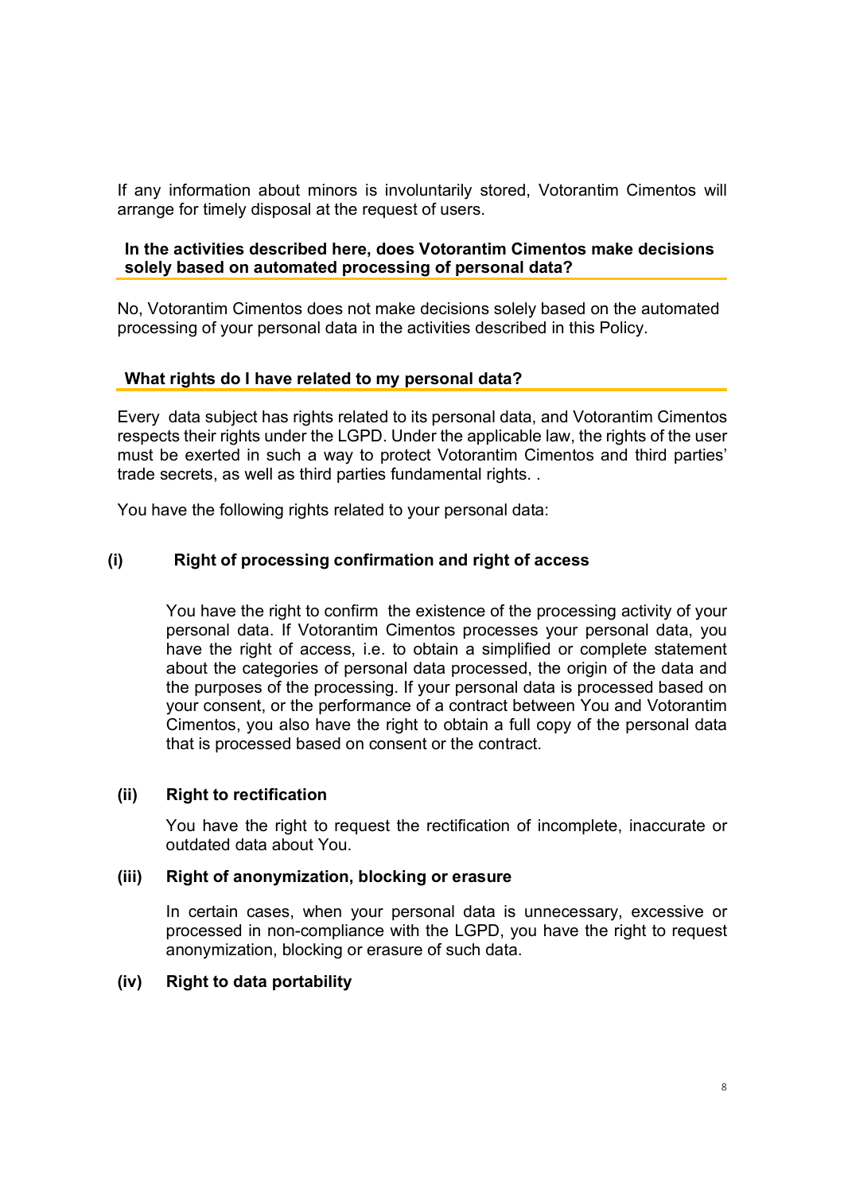If any information about minors is involuntarily stored, Votorantim Cimentos will arrange for timely disposal at the request of users.

## In the activities described here, does Votorantim Cimentos make decisions solely based on automated processing of personal data?

No, Votorantim Cimentos does not make decisions solely based on the automated processing of your personal data in the activities described in this Policy.

## What rights do I have related to my personal data?

Every data subject has rights related to its personal data, and Votorantim Cimentos respects their rights under the LGPD. Under the applicable law, the rights of the user must be exerted in such a way to protect Votorantim Cimentos and third parties' trade secrets, as well as third parties fundamental rights. .

You have the following rights related to your personal data:

**(i) Right of processing confirmation and right of access**

You have the right to confirm the existence of the processing activity of your personal data. If Votorantim Cimentos processes your personal data, you have the right of access, i.e. to obtain a simplified or complete statement about the categories of personal data processed, the origin of the data and the purposes of the processing. If your personal data is processed based on your consent, or the performance of a contract between You and Votorantim Cimentos, you also have the right to obtain a full copy of the personal data that is processed based on consent or the contract.

**(ii) Right to rectification**

You have the right to request the rectification of incomplete, inaccurate or outdated data about You.

**(iii) Right of anonymization, blocking or erasure**

In certain cases, when your personal data is unnecessary, excessive or processed in non-compliance with the LGPD, you have the right to request anonymization, blocking or erasure of such data.

**(iv) Right to data portability**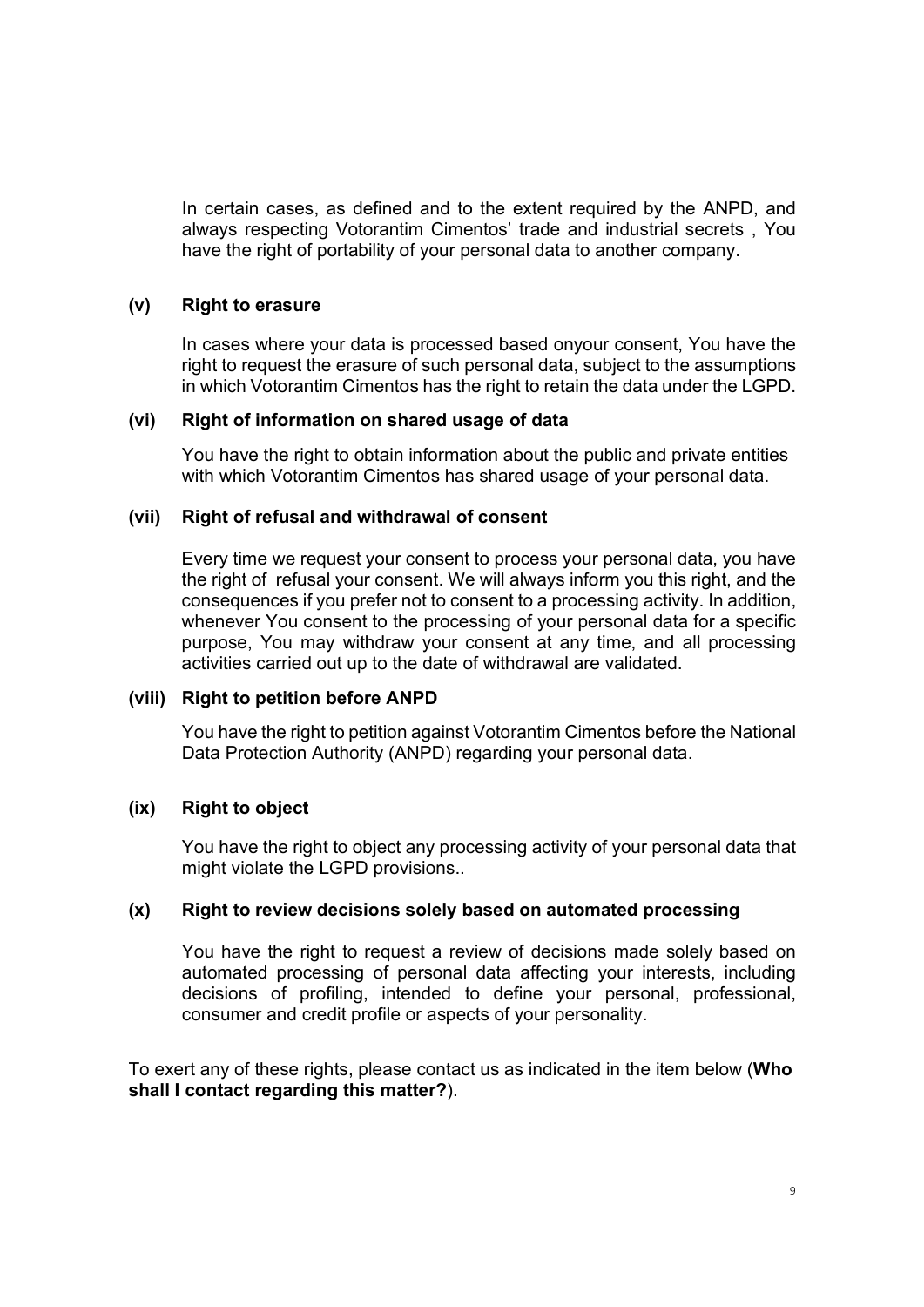In certain cases, as defined and to the extent required by the ANPD, and always respecting Votorantim Cimentos' trade and industrial secrets , You have the right of portability of your personal data to another company.

**(v) Right to erasure**

In cases where your data is processed based onyour consent, You have the right to request the erasure of such personal data, subject to the assumptions in which Votorantim Cimentos has the right to retain the data under the LGPD.

**(vi) Right of information on shared usage of data**

You have the right to obtain information about the public and private entities with which Votorantim Cimentos has shared usage of your personal data.

**(vii) Right of refusal and withdrawal of consent**

Every time we request your consent to process your personal data, you have the right of refusal your consent. We will always inform you this right, and the consequences if you prefer not to consent to a processing activity. In addition, whenever You consent to the processing of your personal data for a specific purpose, You may withdraw your consent at any time, and all processing activities carried out up to the date of withdrawal are validated.

**(viii) Right to petition before ANPD**

You have the right to petition against Votorantim Cimentos before the National Data Protection Authority (ANPD) regarding your personal data.

**(ix) Right to object**

You have the right to object any processing activity of your personal data that might violate the LGPD provisions..

**(x) Right to review decisions solely based on automated processing**

You have the right to request a review of decisions made solely based on automated processing of personal data affecting your interests, including decisions of profiling, intended to define your personal, professional, consumer and credit profile or aspects of your personality.

To exert any of these rights, please contact us as indicated in the item below (**Who shall I contact regarding this matter?**).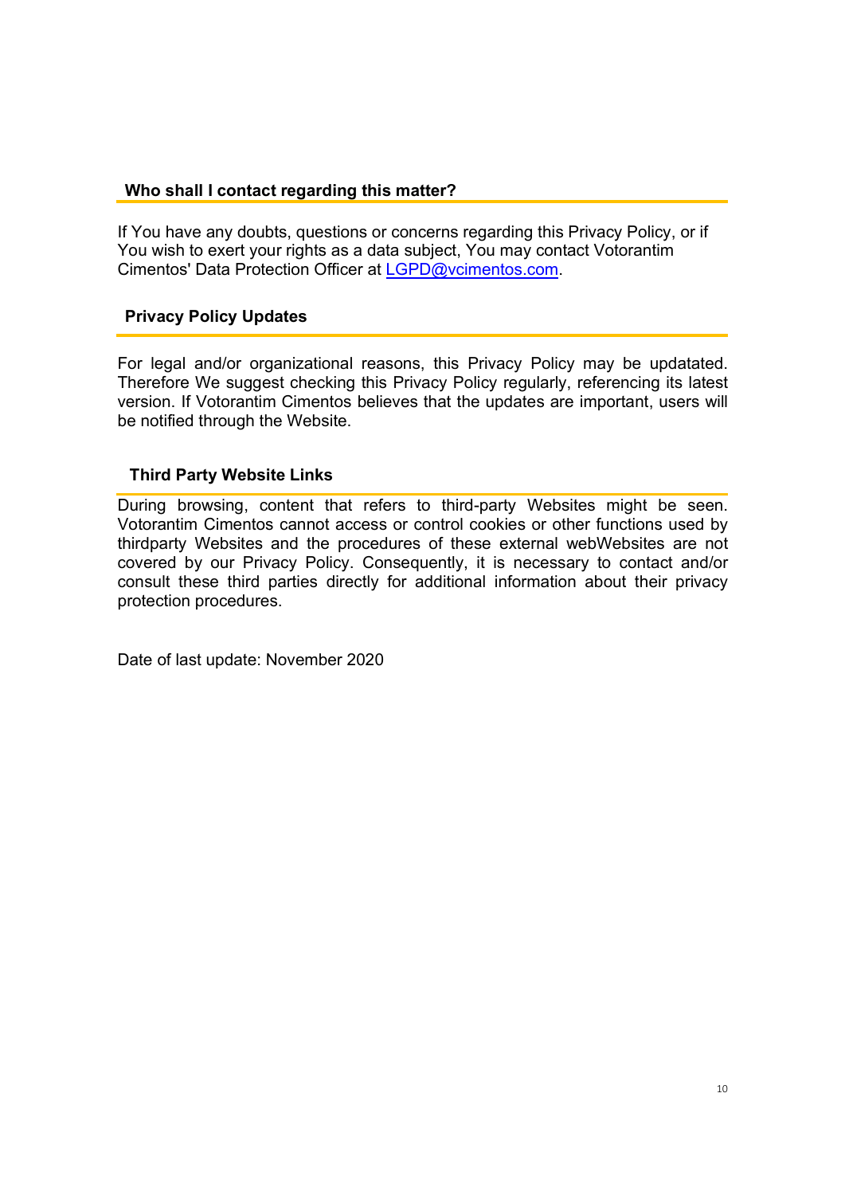## Who shall I contact regarding this matter?

If You have any doubts, questions or concerns regarding this Privacy Policy, or if You wish to exert your rights as a data subject, You may contact Votorantim Cimentos' Data Protection Officer at LGPD@vcimentos.com.

## Privacy Policy Updates

For legal and/or organizational reasons, this Privacy Policy may be updatated. Therefore We suggest checking this Privacy Policy regularly, referencing its latest version. If Votorantim Cimentos believes that the updates are important, users will be notified through the Website.

## Third Party Website Links

During browsing, content that refers to third-party Websites might be seen. Votorantim Cimentos cannot access or control cookies or other functions used by thirdparty Websites and the procedures of these external webWebsites are not covered by our Privacy Policy. Consequently, it is necessary to contact and/or consult these third parties directly for additional information about their privacy protection procedures.

Date of last update: November 2020